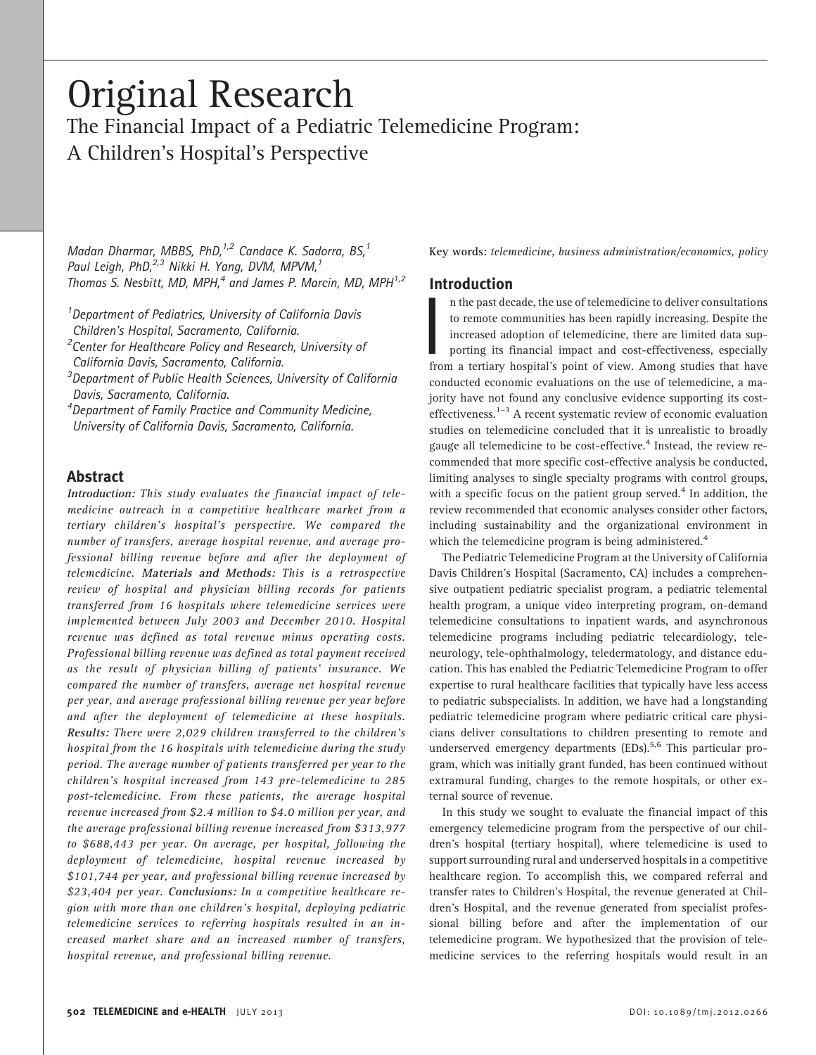# Original Research

## The Financial Impact of a Pediatric Telemedicine Program: A Children's Hospital's Perspective

*Madan Dharmar, MBBS, PhD,*[1,2] *Candace K. Sadorra, BS,*[1] *Paul Leigh, PhD,*[2,3] *Nikki H. Yang, DVM, MPVM,*[1] *Thomas S. Nesbitt, MD, MPH,*[4] *and James P. Marcin, MD, MPH*[1,2]

[1]*Department of Pediatrics, University of California Davis Children's Hospital, Sacramento, California.*
[2]*Center for Healthcare Policy and Research, University of California Davis, Sacramento, California.*
[3]*Department of Public Health Sciences, University of California Davis, Sacramento, California.*
[4]*Department of Family Practice and Community Medicine, University of California Davis, Sacramento, California.*

### Abstract

***Introduction:*** *This study evaluates the financial impact of telemedicine outreach in a competitive healthcare market from a tertiary children's hospital's perspective. We compared the number of transfers, average hospital revenue, and average professional billing revenue before and after the deployment of telemedicine.* ***Materials and Methods:*** *This is a retrospective review of hospital and physician billing records for patients transferred from 16 hospitals where telemedicine services were implemented between July 2003 and December 2010. Hospital revenue was defined as total revenue minus operating costs. Professional billing revenue was defined as total payment received as the result of physician billing of patients' insurance. We compared the number of transfers, average net hospital revenue per year, and average professional billing revenue per year before and after the deployment of telemedicine at these hospitals.* ***Results:*** *There were 2,029 children transferred to the children's hospital from the 16 hospitals with telemedicine during the study period. The average number of patients transferred per year to the children's hospital increased from 143 pre-telemedicine to 285 post-telemedicine. From these patients, the average hospital revenue increased from \$2.4 million to \$4.0 million per year, and the average professional billing revenue increased from \$313,977 to \$688,443 per year. On average, per hospital, following the deployment of telemedicine, hospital revenue increased by \$101,744 per year, and professional billing revenue increased by \$23,404 per year.* ***Conclusions:*** *In a competitive healthcare region with more than one children's hospital, deploying pediatric telemedicine services to referring hospitals resulted in an increased market share and an increased number of transfers, hospital revenue, and professional billing revenue.*

**Key words:** *telemedicine, business administration/economics, policy*

### Introduction

In the past decade, the use of telemedicine to deliver consultations to remote communities has been rapidly increasing. Despite the increased adoption of telemedicine, there are limited data supporting its financial impact and cost-effectiveness, especially from a tertiary hospital's point of view. Among studies that have conducted economic evaluations on the use of telemedicine, a majority have not found any conclusive evidence supporting its cost-effectiveness.[1–3] A recent systematic review of economic evaluation studies on telemedicine concluded that it is unrealistic to broadly gauge all telemedicine to be cost-effective.[4] Instead, the review recommended that more specific cost-effective analysis be conducted, limiting analyses to single specialty programs with control groups, with a specific focus on the patient group served.[4] In addition, the review recommended that economic analyses consider other factors, including sustainability and the organizational environment in which the telemedicine program is being administered.[4]

The Pediatric Telemedicine Program at the University of California Davis Children's Hospital (Sacramento, CA) includes a comprehensive outpatient pediatric specialist program, a pediatric telemental health program, a unique video interpreting program, on-demand telemedicine consultations to inpatient wards, and asynchronous telemedicine programs including pediatric telecardiology, teleneurology, tele-ophthalmology, teledermatology, and distance education. This has enabled the Pediatric Telemedicine Program to offer expertise to rural healthcare facilities that typically have less access to pediatric subspecialists. In addition, we have had a longstanding pediatric telemedicine program where pediatric critical care physicians deliver consultations to children presenting to remote and underserved emergency departments (EDs).[5,6] This particular program, which was initially grant funded, has been continued without extramural funding, charges to the remote hospitals, or other external source of revenue.

In this study we sought to evaluate the financial impact of this emergency telemedicine program from the perspective of our children's hospital (tertiary hospital), where telemedicine is used to support surrounding rural and underserved hospitals in a competitive healthcare region. To accomplish this, we compared referral and transfer rates to Children's Hospital, the revenue generated at Children's Hospital, and the revenue generated from specialist professional billing before and after the implementation of our telemedicine program. We hypothesized that the provision of telemedicine services to the referring hospitals would result in an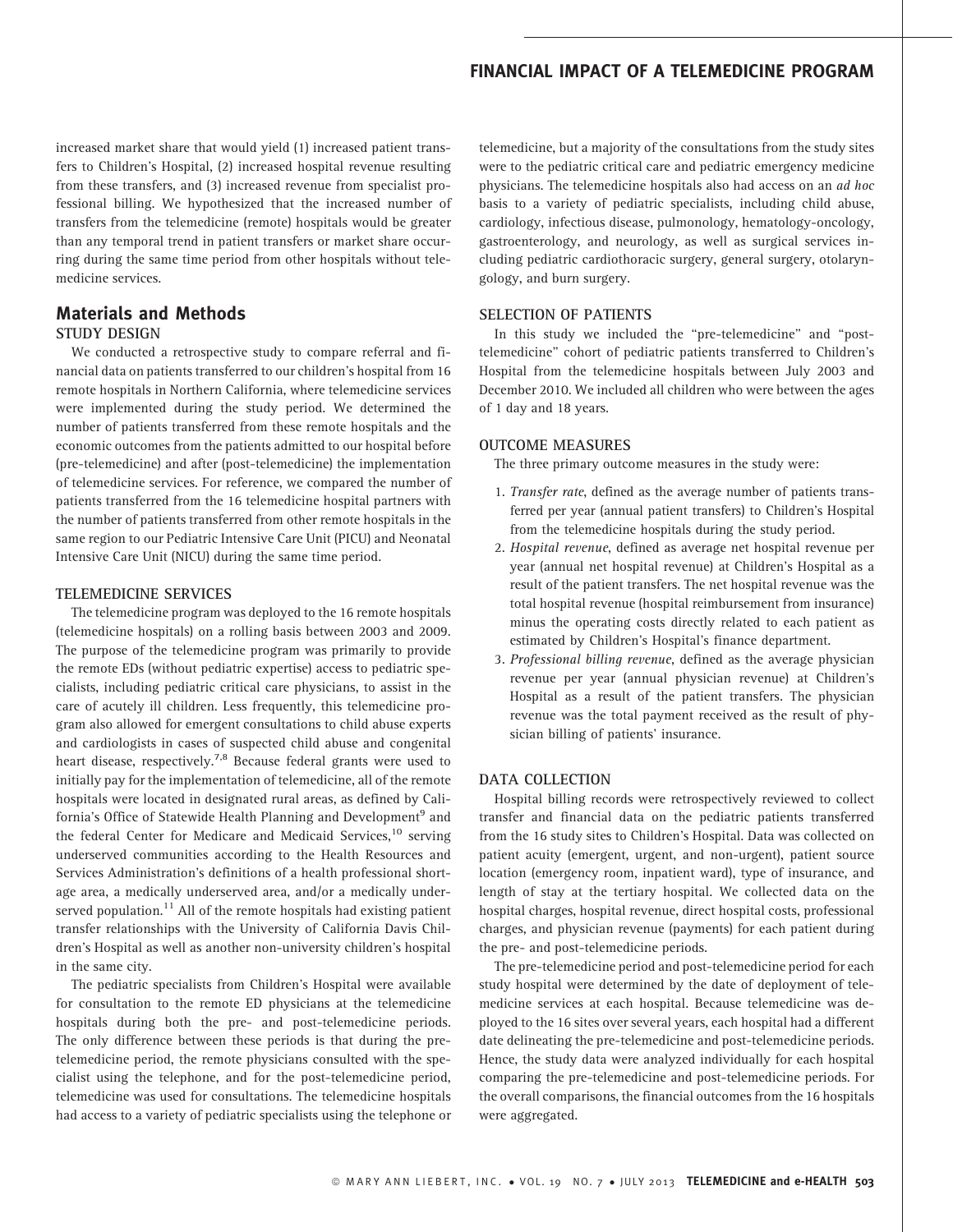increased market share that would yield (1) increased patient transfers to Children's Hospital, (2) increased hospital revenue resulting from these transfers, and (3) increased revenue from specialist professional billing. We hypothesized that the increased number of transfers from the telemedicine (remote) hospitals would be greater than any temporal trend in patient transfers or market share occurring during the same time period from other hospitals without telemedicine services.

## Materials and Methods

### STUDY DESIGN

We conducted a retrospective study to compare referral and financial data on patients transferred to our children's hospital from 16 remote hospitals in Northern California, where telemedicine services were implemented during the study period. We determined the number of patients transferred from these remote hospitals and the economic outcomes from the patients admitted to our hospital before (pre-telemedicine) and after (post-telemedicine) the implementation of telemedicine services. For reference, we compared the number of patients transferred from the 16 telemedicine hospital partners with the number of patients transferred from other remote hospitals in the same region to our Pediatric Intensive Care Unit (PICU) and Neonatal Intensive Care Unit (NICU) during the same time period.

### TELEMEDICINE SERVICES

The telemedicine program was deployed to the 16 remote hospitals (telemedicine hospitals) on a rolling basis between 2003 and 2009. The purpose of the telemedicine program was primarily to provide the remote EDs (without pediatric expertise) access to pediatric specialists, including pediatric critical care physicians, to assist in the care of acutely ill children. Less frequently, this telemedicine program also allowed for emergent consultations to child abuse experts and cardiologists in cases of suspected child abuse and congenital heart disease, respectively.[7,8] Because federal grants were used to initially pay for the implementation of telemedicine, all of the remote hospitals were located in designated rural areas, as defined by California's Office of Statewide Health Planning and Development[9] and the federal Center for Medicare and Medicaid Services,[10] serving underserved communities according to the Health Resources and Services Administration's definitions of a health professional shortage area, a medically underserved area, and/or a medically underserved population.[11] All of the remote hospitals had existing patient transfer relationships with the University of California Davis Children's Hospital as well as another non-university children's hospital in the same city.

The pediatric specialists from Children's Hospital were available for consultation to the remote ED physicians at the telemedicine hospitals during both the pre- and post-telemedicine periods. The only difference between these periods is that during the pre-telemedicine period, the remote physicians consulted with the specialist using the telephone, and for the post-telemedicine period, telemedicine was used for consultations. The telemedicine hospitals had access to a variety of pediatric specialists using the telephone or telemedicine, but a majority of the consultations from the study sites were to the pediatric critical care and pediatric emergency medicine physicians. The telemedicine hospitals also had access on an *ad hoc* basis to a variety of pediatric specialists, including child abuse, cardiology, infectious disease, pulmonology, hematology-oncology, gastroenterology, and neurology, as well as surgical services including pediatric cardiothoracic surgery, general surgery, otolaryngology, and burn surgery.

### SELECTION OF PATIENTS

In this study we included the "pre-telemedicine" and "post-telemedicine" cohort of pediatric patients transferred to Children's Hospital from the telemedicine hospitals between July 2003 and December 2010. We included all children who were between the ages of 1 day and 18 years.

### OUTCOME MEASURES

The three primary outcome measures in the study were:

1. *Transfer rate*, defined as the average number of patients transferred per year (annual patient transfers) to Children's Hospital from the telemedicine hospitals during the study period.
2. *Hospital revenue*, defined as average net hospital revenue per year (annual net hospital revenue) at Children's Hospital as a result of the patient transfers. The net hospital revenue was the total hospital revenue (hospital reimbursement from insurance) minus the operating costs directly related to each patient as estimated by Children's Hospital's finance department.
3. *Professional billing revenue*, defined as the average physician revenue per year (annual physician revenue) at Children's Hospital as a result of the patient transfers. The physician revenue was the total payment received as the result of physician billing of patients' insurance.

### DATA COLLECTION

Hospital billing records were retrospectively reviewed to collect transfer and financial data on the pediatric patients transferred from the 16 study sites to Children's Hospital. Data was collected on patient acuity (emergent, urgent, and non-urgent), patient source location (emergency room, inpatient ward), type of insurance, and length of stay at the tertiary hospital. We collected data on the hospital charges, hospital revenue, direct hospital costs, professional charges, and physician revenue (payments) for each patient during the pre- and post-telemedicine periods.

The pre-telemedicine period and post-telemedicine period for each study hospital were determined by the date of deployment of telemedicine services at each hospital. Because telemedicine was deployed to the 16 sites over several years, each hospital had a different date delineating the pre-telemedicine and post-telemedicine periods. Hence, the study data were analyzed individually for each hospital comparing the pre-telemedicine and post-telemedicine periods. For the overall comparisons, the financial outcomes from the 16 hospitals were aggregated.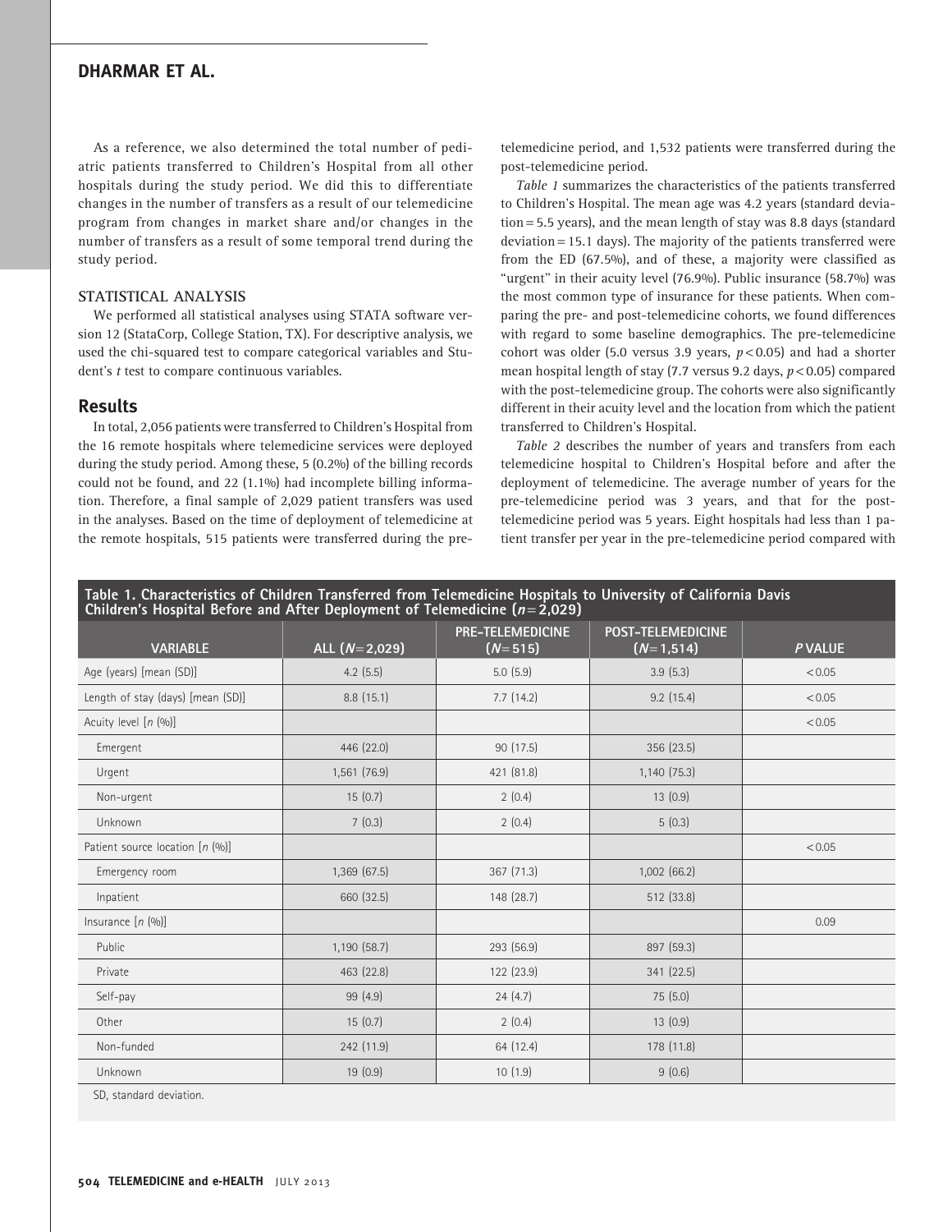As a reference, we also determined the total number of pediatric patients transferred to Children's Hospital from all other hospitals during the study period. We did this to differentiate changes in the number of transfers as a result of our telemedicine program from changes in market share and/or changes in the number of transfers as a result of some temporal trend during the study period.

### STATISTICAL ANALYSIS

We performed all statistical analyses using STATA software version 12 (StataCorp, College Station, TX). For descriptive analysis, we used the chi-squared test to compare categorical variables and Student's *t* test to compare continuous variables.

## Results

In total, 2,056 patients were transferred to Children's Hospital from the 16 remote hospitals where telemedicine services were deployed during the study period. Among these, 5 (0.2%) of the billing records could not be found, and 22 (1.1%) had incomplete billing information. Therefore, a final sample of 2,029 patient transfers was used in the analyses. Based on the time of deployment of telemedicine at the remote hospitals, 515 patients were transferred during the pre-telemedicine period, and 1,532 patients were transferred during the post-telemedicine period.

*Table 1* summarizes the characteristics of the patients transferred to Children's Hospital. The mean age was 4.2 years (standard deviation = 5.5 years), and the mean length of stay was 8.8 days (standard deviation = 15.1 days). The majority of the patients transferred were from the ED (67.5%), and of these, a majority were classified as "urgent" in their acuity level (76.9%). Public insurance (58.7%) was the most common type of insurance for these patients. When comparing the pre- and post-telemedicine cohorts, we found differences with regard to some baseline demographics. The pre-telemedicine cohort was older (5.0 versus 3.9 years, $p < 0.05$) and had a shorter mean hospital length of stay (7.7 versus 9.2 days, $p < 0.05$) compared with the post-telemedicine group. The cohorts were also significantly different in their acuity level and the location from which the patient transferred to Children's Hospital.

*Table 2* describes the number of years and transfers from each telemedicine hospital to Children's Hospital before and after the deployment of telemedicine. The average number of years for the pre-telemedicine period was 3 years, and that for the post-telemedicine period was 5 years. Eight hospitals had less than 1 patient transfer per year in the pre-telemedicine period compared with

**Table 1. Characteristics of Children Transferred from Telemedicine Hospitals to University of California Davis Children's Hospital Before and After Deployment of Telemedicine ($n = 2,029$)**

| VARIABLE | ALL ($N = 2,029$) | PRE-TELEMEDICINE ($N = 515$) | POST-TELEMEDICINE ($N = 1,514$) | *P* VALUE |
|---|---|---|---|---|
| Age (years) [mean (SD)] | 4.2 (5.5) | 5.0 (5.9) | 3.9 (5.3) | <0.05 |
| Length of stay (days) [mean (SD)] | 8.8 (15.1) | 7.7 (14.2) | 9.2 (15.4) | <0.05 |
| Acuity level [*n* (%)] | | | | <0.05 |
| Emergent | 446 (22.0) | 90 (17.5) | 356 (23.5) | |
| Urgent | 1,561 (76.9) | 421 (81.8) | 1,140 (75.3) | |
| Non-urgent | 15 (0.7) | 2 (0.4) | 13 (0.9) | |
| Unknown | 7 (0.3) | 2 (0.4) | 5 (0.3) | |
| Patient source location [*n* (%)] | | | | <0.05 |
| Emergency room | 1,369 (67.5) | 367 (71.3) | 1,002 (66.2) | |
| Inpatient | 660 (32.5) | 148 (28.7) | 512 (33.8) | |
| Insurance [*n* (%)] | | | | 0.09 |
| Public | 1,190 (58.7) | 293 (56.9) | 897 (59.3) | |
| Private | 463 (22.8) | 122 (23.9) | 341 (22.5) | |
| Self-pay | 99 (4.9) | 24 (4.7) | 75 (5.0) | |
| Other | 15 (0.7) | 2 (0.4) | 13 (0.9) | |
| Non-funded | 242 (11.9) | 64 (12.4) | 178 (11.8) | |
| Unknown | 19 (0.9) | 10 (1.9) | 9 (0.6) | |

SD, standard deviation.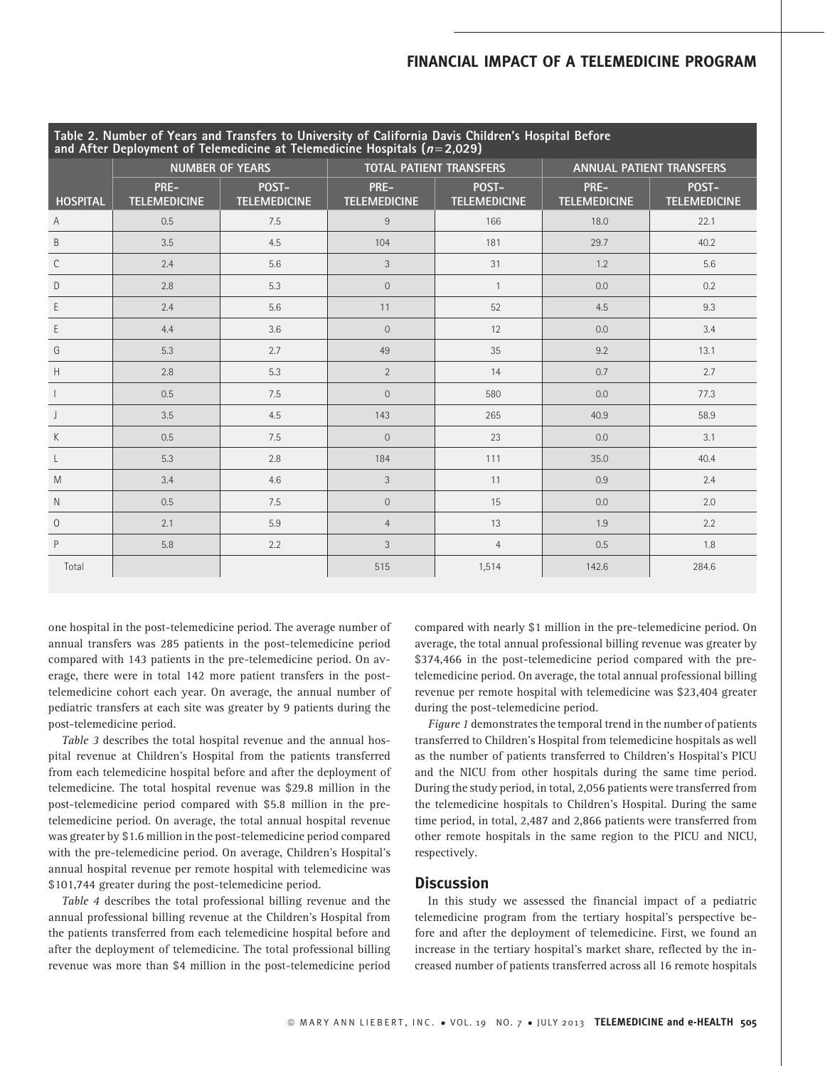Table 2. Number of Years and Transfers to University of California Davis Children's Hospital Before and After Deployment of Telemedicine at Telemedicine Hospitals ($n = 2,029$)

| | NUMBER OF YEARS | | TOTAL PATIENT TRANSFERS | | ANNUAL PATIENT TRANSFERS | |
|---|---|---|---|---|---|---|
| HOSPITAL | PRE-TELEMEDICINE | POST-TELEMEDICINE | PRE-TELEMEDICINE | POST-TELEMEDICINE | PRE-TELEMEDICINE | POST-TELEMEDICINE |
| A | 0.5 | 7.5 | 9 | 166 | 18.0 | 22.1 |
| B | 3.5 | 4.5 | 104 | 181 | 29.7 | 40.2 |
| C | 2.4 | 5.6 | 3 | 31 | 1.2 | 5.6 |
| D | 2.8 | 5.3 | 0 | 1 | 0.0 | 0.2 |
| E | 2.4 | 5.6 | 11 | 52 | 4.5 | 9.3 |
| E | 4.4 | 3.6 | 0 | 12 | 0.0 | 3.4 |
| G | 5.3 | 2.7 | 49 | 35 | 9.2 | 13.1 |
| H | 2.8 | 5.3 | 2 | 14 | 0.7 | 2.7 |
| I | 0.5 | 7.5 | 0 | 580 | 0.0 | 77.3 |
| J | 3.5 | 4.5 | 143 | 265 | 40.9 | 58.9 |
| K | 0.5 | 7.5 | 0 | 23 | 0.0 | 3.1 |
| L | 5.3 | 2.8 | 184 | 111 | 35.0 | 40.4 |
| M | 3.4 | 4.6 | 3 | 11 | 0.9 | 2.4 |
| N | 0.5 | 7.5 | 0 | 15 | 0.0 | 2.0 |
| O | 2.1 | 5.9 | 4 | 13 | 1.9 | 2.2 |
| P | 5.8 | 2.2 | 3 | 4 | 0.5 | 1.8 |
| Total | | | 515 | 1,514 | 142.6 | 284.6 |

one hospital in the post-telemedicine period. The average number of annual transfers was 285 patients in the post-telemedicine period compared with 143 patients in the pre-telemedicine period. On average, there were in total 142 more patient transfers in the post-telemedicine cohort each year. On average, the annual number of pediatric transfers at each site was greater by 9 patients during the post-telemedicine period.

*Table 3* describes the total hospital revenue and the annual hospital revenue at Children's Hospital from the patients transferred from each telemedicine hospital before and after the deployment of telemedicine. The total hospital revenue was $29.8 million in the post-telemedicine period compared with $5.8 million in the pre-telemedicine period. On average, the total annual hospital revenue was greater by $1.6 million in the post-telemedicine period compared with the pre-telemedicine period. On average, Children's Hospital's annual hospital revenue per remote hospital with telemedicine was $101,744 greater during the post-telemedicine period.

*Table 4* describes the total professional billing revenue and the annual professional billing revenue at the Children's Hospital from the patients transferred from each telemedicine hospital before and after the deployment of telemedicine. The total professional billing revenue was more than $4 million in the post-telemedicine period compared with nearly $1 million in the pre-telemedicine period. On average, the total annual professional billing revenue was greater by $374,466 in the post-telemedicine period compared with the pre-telemedicine period. On average, the total annual professional billing revenue per remote hospital with telemedicine was $23,404 greater during the post-telemedicine period.

*Figure 1* demonstrates the temporal trend in the number of patients transferred to Children's Hospital from telemedicine hospitals as well as the number of patients transferred to Children's Hospital's PICU and the NICU from other hospitals during the same time period. During the study period, in total, 2,056 patients were transferred from the telemedicine hospitals to Children's Hospital. During the same time period, in total, 2,487 and 2,866 patients were transferred from other remote hospitals in the same region to the PICU and NICU, respectively.

## Discussion

In this study we assessed the financial impact of a pediatric telemedicine program from the tertiary hospital's perspective before and after the deployment of telemedicine. First, we found an increase in the tertiary hospital's market share, reflected by the increased number of patients transferred across all 16 remote hospitals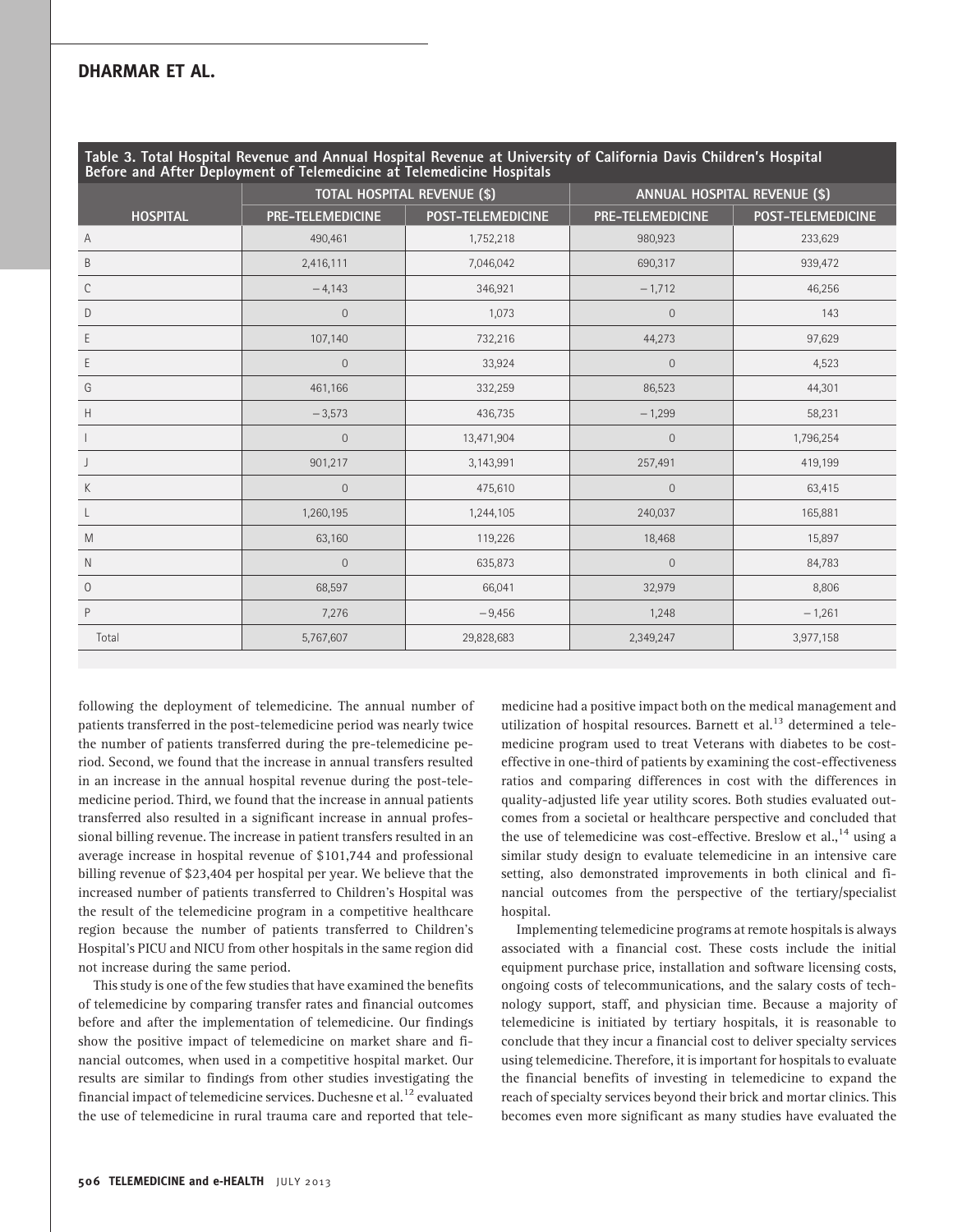**Table 3. Total Hospital Revenue and Annual Hospital Revenue at University of California Davis Children's Hospital Before and After Deployment of Telemedicine at Telemedicine Hospitals**

| HOSPITAL | TOTAL HOSPITAL REVENUE ($) | | ANNUAL HOSPITAL REVENUE ($) | |
|---|---|---|---|---|
| | PRE-TELEMEDICINE | POST-TELEMEDICINE | PRE-TELEMEDICINE | POST-TELEMEDICINE |
| A | 490,461 | 1,752,218 | 980,923 | 233,629 |
| B | 2,416,111 | 7,046,042 | 690,317 | 939,472 |
| C | −4,143 | 346,921 | −1,712 | 46,256 |
| D | 0 | 1,073 | 0 | 143 |
| E | 107,140 | 732,216 | 44,273 | 97,629 |
| E | 0 | 33,924 | 0 | 4,523 |
| G | 461,166 | 332,259 | 86,523 | 44,301 |
| H | −3,573 | 436,735 | −1,299 | 58,231 |
| I | 0 | 13,471,904 | 0 | 1,796,254 |
| J | 901,217 | 3,143,991 | 257,491 | 419,199 |
| K | 0 | 475,610 | 0 | 63,415 |
| L | 1,260,195 | 1,244,105 | 240,037 | 165,881 |
| M | 63,160 | 119,226 | 18,468 | 15,897 |
| N | 0 | 635,873 | 0 | 84,783 |
| O | 68,597 | 66,041 | 32,979 | 8,806 |
| P | 7,276 | −9,456 | 1,248 | −1,261 |
| Total | 5,767,607 | 29,828,683 | 2,349,247 | 3,977,158 |

following the deployment of telemedicine. The annual number of patients transferred in the post-telemedicine period was nearly twice the number of patients transferred during the pre-telemedicine period. Second, we found that the increase in annual transfers resulted in an increase in the annual hospital revenue during the post-telemedicine period. Third, we found that the increase in annual patients transferred also resulted in a significant increase in annual professional billing revenue. The increase in patient transfers resulted in an average increase in hospital revenue of $101,744 and professional billing revenue of $23,404 per hospital per year. We believe that the increased number of patients transferred to Children's Hospital was the result of the telemedicine program in a competitive healthcare region because the number of patients transferred to Children's Hospital's PICU and NICU from other hospitals in the same region did not increase during the same period.

This study is one of the few studies that have examined the benefits of telemedicine by comparing transfer rates and financial outcomes before and after the implementation of telemedicine. Our findings show the positive impact of telemedicine on market share and financial outcomes, when used in a competitive hospital market. Our results are similar to findings from other studies investigating the financial impact of telemedicine services. Duchesne et al.[12] evaluated the use of telemedicine in rural trauma care and reported that telemedicine had a positive impact both on the medical management and utilization of hospital resources. Barnett et al.[13] determined a telemedicine program used to treat Veterans with diabetes to be cost-effective in one-third of patients by examining the cost-effectiveness ratios and comparing differences in cost with the differences in quality-adjusted life year utility scores. Both studies evaluated outcomes from a societal or healthcare perspective and concluded that the use of telemedicine was cost-effective. Breslow et al.,[14] using a similar study design to evaluate telemedicine in an intensive care setting, also demonstrated improvements in both clinical and financial outcomes from the perspective of the tertiary/specialist hospital.

Implementing telemedicine programs at remote hospitals is always associated with a financial cost. These costs include the initial equipment purchase price, installation and software licensing costs, ongoing costs of telecommunications, and the salary costs of technology support, staff, and physician time. Because a majority of telemedicine is initiated by tertiary hospitals, it is reasonable to conclude that they incur a financial cost to deliver specialty services using telemedicine. Therefore, it is important for hospitals to evaluate the financial benefits of investing in telemedicine to expand the reach of specialty services beyond their brick and mortar clinics. This becomes even more significant as many studies have evaluated the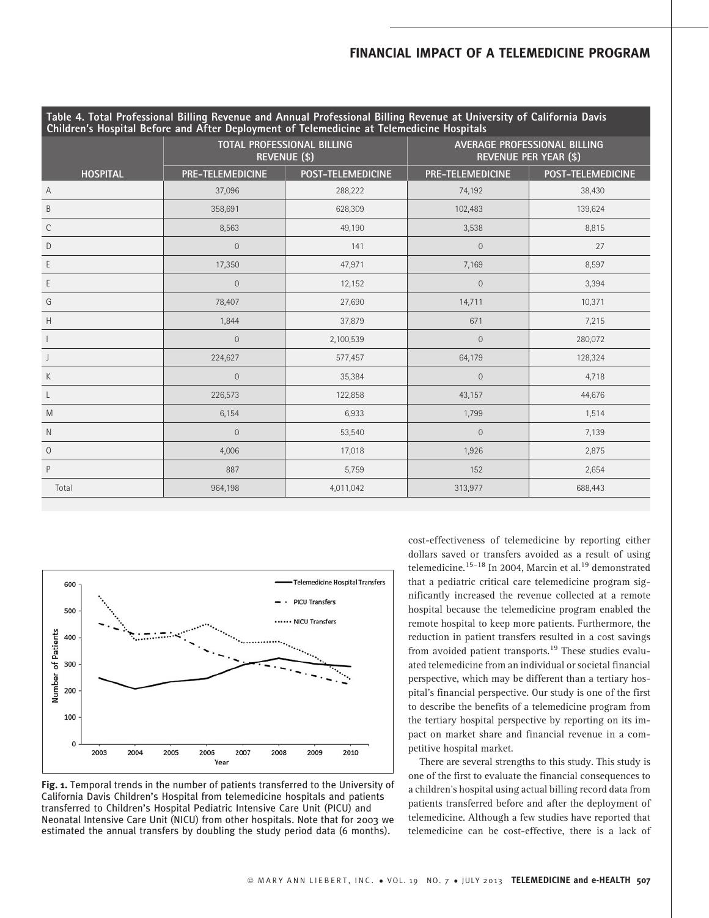**Table 4. Total Professional Billing Revenue and Annual Professional Billing Revenue at University of California Davis Children's Hospital Before and After Deployment of Telemedicine at Telemedicine Hospitals**

| | TOTAL PROFESSIONAL BILLING REVENUE ($) | | AVERAGE PROFESSIONAL BILLING REVENUE PER YEAR ($) | |
|---|---|---|---|---|
| HOSPITAL | PRE-TELEMEDICINE | POST-TELEMEDICINE | PRE-TELEMEDICINE | POST-TELEMEDICINE |
| A | 37,096 | 288,222 | 74,192 | 38,430 |
| B | 358,691 | 628,309 | 102,483 | 139,624 |
| C | 8,563 | 49,190 | 3,538 | 8,815 |
| D | 0 | 141 | 0 | 27 |
| E | 17,350 | 47,971 | 7,169 | 8,597 |
| E | 0 | 12,152 | 0 | 3,394 |
| G | 78,407 | 27,690 | 14,711 | 10,371 |
| H | 1,844 | 37,879 | 671 | 7,215 |
| I | 0 | 2,100,539 | 0 | 280,072 |
| J | 224,627 | 577,457 | 64,179 | 128,324 |
| K | 0 | 35,384 | 0 | 4,718 |
| L | 226,573 | 122,858 | 43,157 | 44,676 |
| M | 6,154 | 6,933 | 1,799 | 1,514 |
| N | 0 | 53,540 | 0 | 7,139 |
| O | 4,006 | 17,018 | 1,926 | 2,875 |
| P | 887 | 5,759 | 152 | 2,654 |
| Total | 964,198 | 4,011,042 | 313,977 | 688,443 |

**Fig. 1.** Temporal trends in the number of patients transferred to the University of California Davis Children's Hospital from telemedicine hospitals and patients transferred to Children's Hospital Pediatric Intensive Care Unit (PICU) and Neonatal Intensive Care Unit (NICU) from other hospitals. Note that for 2003 we estimated the annual transfers by doubling the study period data (6 months).

cost-effectiveness of telemedicine by reporting either dollars saved or transfers avoided as a result of using telemedicine.[15–18] In 2004, Marcin et al.[19] demonstrated that a pediatric critical care telemedicine program significantly increased the revenue collected at a remote hospital because the telemedicine program enabled the remote hospital to keep more patients. Furthermore, the reduction in patient transfers resulted in a cost savings from avoided patient transports.[19] These studies evaluated telemedicine from an individual or societal financial perspective, which may be different than a tertiary hospital's financial perspective. Our study is one of the first to describe the benefits of a telemedicine program from the tertiary hospital perspective by reporting on its impact on market share and financial revenue in a competitive hospital market.

There are several strengths to this study. This study is one of the first to evaluate the financial consequences to a children's hospital using actual billing record data from patients transferred before and after the deployment of telemedicine. Although a few studies have reported that telemedicine can be cost-effective, there is a lack of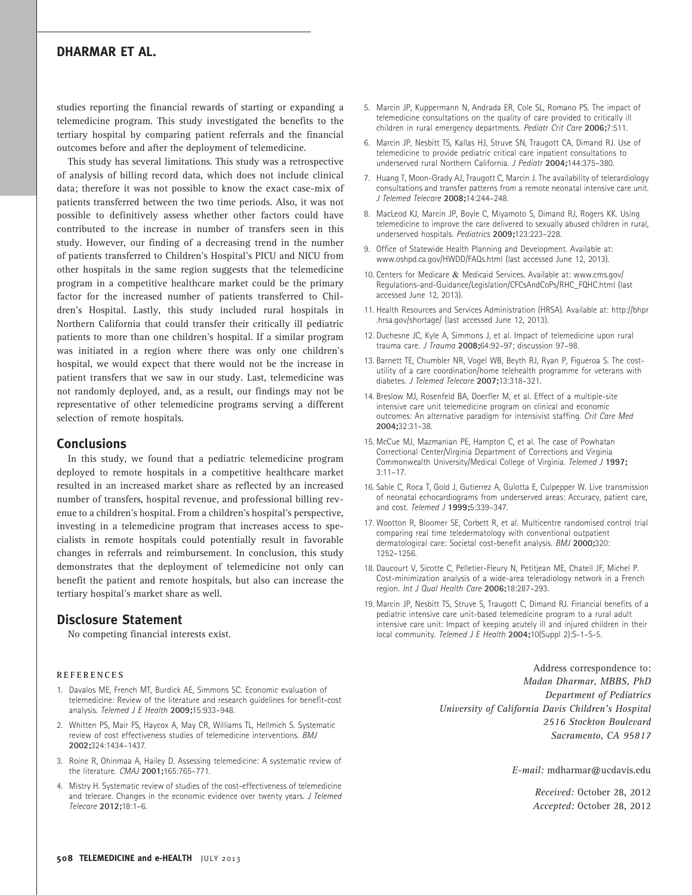studies reporting the financial rewards of starting or expanding a telemedicine program. This study investigated the benefits to the tertiary hospital by comparing patient referrals and the financial outcomes before and after the deployment of telemedicine.

This study has several limitations. This study was a retrospective of analysis of billing record data, which does not include clinical data; therefore it was not possible to know the exact case-mix of patients transferred between the two time periods. Also, it was not possible to definitively assess whether other factors could have contributed to the increase in number of transfers seen in this study. However, our finding of a decreasing trend in the number of patients transferred to Children's Hospital's PICU and NICU from other hospitals in the same region suggests that the telemedicine program in a competitive healthcare market could be the primary factor for the increased number of patients transferred to Children's Hospital. Lastly, this study included rural hospitals in Northern California that could transfer their critically ill pediatric patients to more than one children's hospital. If a similar program was initiated in a region where there was only one children's hospital, we would expect that there would not be the increase in patient transfers that we saw in our study. Last, telemedicine was not randomly deployed, and, as a result, our findings may not be representative of other telemedicine programs serving a different selection of remote hospitals.

## Conclusions

In this study, we found that a pediatric telemedicine program deployed to remote hospitals in a competitive healthcare market resulted in an increased market share as reflected by an increased number of transfers, hospital revenue, and professional billing revenue to a children's hospital. From a children's hospital's perspective, investing in a telemedicine program that increases access to specialists in remote hospitals could potentially result in favorable changes in referrals and reimbursement. In conclusion, this study demonstrates that the deployment of telemedicine not only can benefit the patient and remote hospitals, but also can increase the tertiary hospital's market share as well.

## Disclosure Statement

No competing financial interests exist.

### REFERENCES

1. Davalos ME, French MT, Burdick AE, Simmons SC. Economic evaluation of telemedicine: Review of the literature and research guidelines for benefit-cost analysis. *Telemed J E Health* **2009;**15:933–948.
2. Whitten PS, Mair FS, Haycox A, May CR, Williams TL, Hellmich S. Systematic review of cost effectiveness studies of telemedicine interventions. *BMJ* **2002;**324:1434–1437.
3. Roine R, Ohinmaa A, Hailey D. Assessing telemedicine: A systematic review of the literature. *CMAJ* **2001;**165:765–771.
4. Mistry H. Systematic review of studies of the cost-effectiveness of telemedicine and telecare. Changes in the economic evidence over twenty years. *J Telemed Telecare* **2012;**18:1–6.
5. Marcin JP, Kuppermann N, Andrada ER, Cole SL, Romano PS. The impact of telemedicine consultations on the quality of care provided to critically ill children in rural emergency departments. *Pediatr Crit Care* **2006;**7:511.
6. Marcin JP, Nesbitt TS, Kallas HJ, Struve SN, Traugott CA, Dimand RJ. Use of telemedicine to provide pediatric critical care inpatient consultations to underserved rural Northern California. *J Pediatr* **2004;**144:375–380.
7. Huang T, Moon-Grady AJ, Traugott C, Marcin J. The availability of telecardiology consultations and transfer patterns from a remote neonatal intensive care unit. *J Telemed Telecare* **2008;**14:244–248.
8. MacLeod KJ, Marcin JP, Boyle C, Miyamoto S, Dimand RJ, Rogers KK. Using telemedicine to improve the care delivered to sexually abused children in rural, underserved hospitals. *Pediatrics* **2009;**123:223–228.
9. Office of Statewide Health Planning and Development. Available at: www.oshpd.ca.gov/HWDD/FAQs.html (last accessed June 12, 2013).
10. Centers for Medicare & Medicaid Services. Available at: www.cms.gov/Regulations-and-Guidance/Legislation/CFCsAndCoPs/RHC_FQHC.html (last accessed June 12, 2013).
11. Health Resources and Services Administration (HRSA). Available at: http://bhpr.hrsa.gov/shortage/ (last accessed June 12, 2013).
12. Duchesne JC, Kyle A, Simmons J, et al. Impact of telemedicine upon rural trauma care. *J Trauma* **2008;**64:92–97; discussion 97–98.
13. Barnett TE, Chumbler NR, Vogel WB, Beyth RJ, Ryan P, Figueroa S. The cost-utility of a care coordination/home telehealth programme for veterans with diabetes. *J Telemed Telecare* **2007;**13:318–321.
14. Breslow MJ, Rosenfeld BA, Doerfler M, et al. Effect of a multiple-site intensive care unit telemedicine program on clinical and economic outcomes: An alternative paradigm for intensivist staffing. *Crit Care Med* **2004;**32:31–38.
15. McCue MJ, Mazmanian PE, Hampton C, et al. The case of Powhatan Correctional Center/Virginia Department of Corrections and Virginia Commonwealth University/Medical College of Virginia. *Telemed J* **1997;** 3:11–17.
16. Sable C, Roca T, Gold J, Gutierrez A, Gulotta E, Culpepper W. Live transmission of neonatal echocardiograms from underserved areas: Accuracy, patient care, and cost. *Telemed J* **1999;**5:339–347.
17. Wootton R, Bloomer SE, Corbett R, et al. Multicentre randomised control trial comparing real time teledermatology with conventional outpatient dermatological care: Societal cost-benefit analysis. *BMJ* **2000;**320: 1252–1256.
18. Daucourt V, Sicotte C, Pelletier-Fleury N, Petitjean ME, Chateil JF, Michel P. Cost-minimization analysis of a wide-area teleradiology network in a French region. *Int J Qual Health Care* **2006;**18:287–293.
19. Marcin JP, Nesbitt TS, Struve S, Traugott C, Dimand RJ. Financial benefits of a pediatric intensive care unit-based telemedicine program to a rural adult intensive care unit: Impact of keeping acutely ill and injured children in their local community. *Telemed J E Health* **2004;**10(Suppl 2):S-1–S-5.

Address correspondence to:
*Madan Dharmar, MBBS, PhD*
*Department of Pediatrics*
*University of California Davis Children's Hospital*
*2516 Stockton Boulevard*
*Sacramento, CA 95817*

*E-mail:* mdharmar@ucdavis.edu

*Received:* October 28, 2012
*Accepted:* October 28, 2012